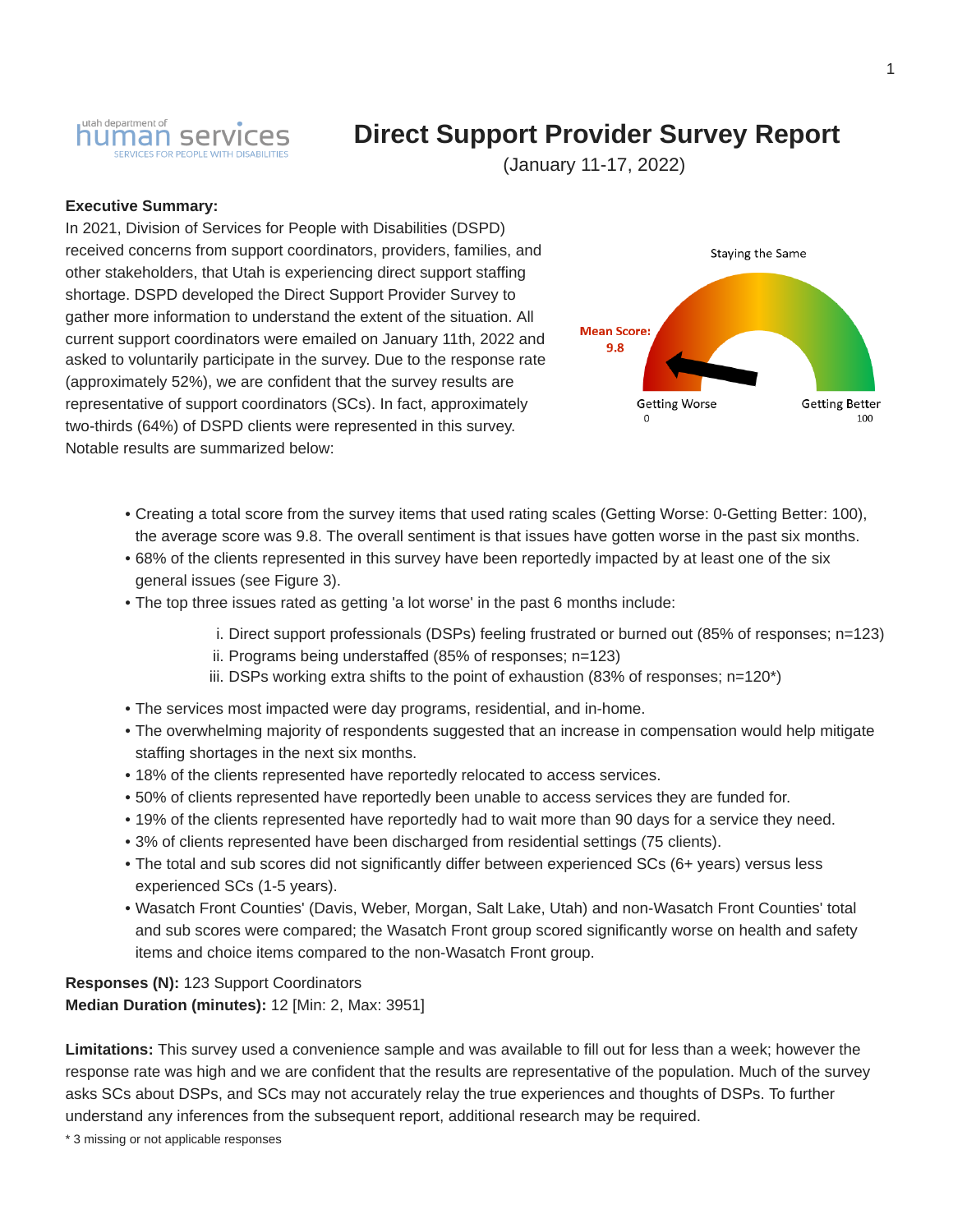# Direct Support Provider Survey Report

(January 11-17, 2022)

**Executive Summary:**

In 2021, Division of Services for People with Disabilities (DSPD) received concerns from support coordinators, providers, families, and other stakeholders, that Utah is experiencing direct support staffing shortage. DSPD developed the Direct Support Provider Survey to gather more information to understand the extent of the situation. All current support coordinators were emailed on January 11th, 2022 and asked to voluntarily participate in the survey. Due to the response rate (approximately 52%), we are confident that the survey results are representative of support coordinators (SCs). In fact, approximately two-thirds (64%) of DSPD clients were represented in this survey. Notable results are summarized below:

Staying the Same

Mean Score: 9.8

Getting Worse 0 — Getting Better 100

- Creating a total score from the survey items that used rating scales (Getting Worse: 0-Getting Better: 100), the average score was 9.8. The overall sentiment is that issues have gotten worse in the past six months.
- 68% of the clients represented in this survey have been reportedly impacted by at least one of the six general issues (see Figure 3).
- The top three issues rated as getting 'a lot worse' in the past 6 months include:
  1. Direct support professionals (DSPs) feeling frustrated or burned out (85% of responses; n=123)
  2. Programs being understaffed (85% of responses; n=123)
  3. DSPs working extra shifts to the point of exhaustion (83% of responses; n=120*)
- The services most impacted were day programs, residential, and in-home.
- The overwhelming majority of respondents suggested that an increase in compensation would help mitigate staffing shortages in the next six months.
- 18% of the clients represented have reportedly relocated to access services.
- 50% of clients represented have reportedly been unable to access services they are funded for.
- 19% of the clients represented have reportedly had to wait more than 90 days for a service they need.
- 3% of clients represented have been discharged from residential settings (75 clients).
- The total and sub scores did not significantly differ between experienced SCs (6+ years) versus less experienced SCs (1-5 years).
- Wasatch Front Counties' (Davis, Weber, Morgan, Salt Lake, Utah) and non-Wasatch Front Counties' total and sub scores were compared; the Wasatch Front group scored significantly worse on health and safety items and choice items compared to the non-Wasatch Front group.

**Responses (N):** 123 Support Coordinators
**Median Duration (minutes):** 12 [Min: 2, Max: 3951]

**Limitations:** This survey used a convenience sample and was available to fill out for less than a week; however the response rate was high and we are confident that the results are representative of the population. Much of the survey asks SCs about DSPs, and SCs may not accurately relay the true experiences and thoughts of DSPs. To further understand any inferences from the subsequent report, additional research may be required.

\* 3 missing or not applicable responses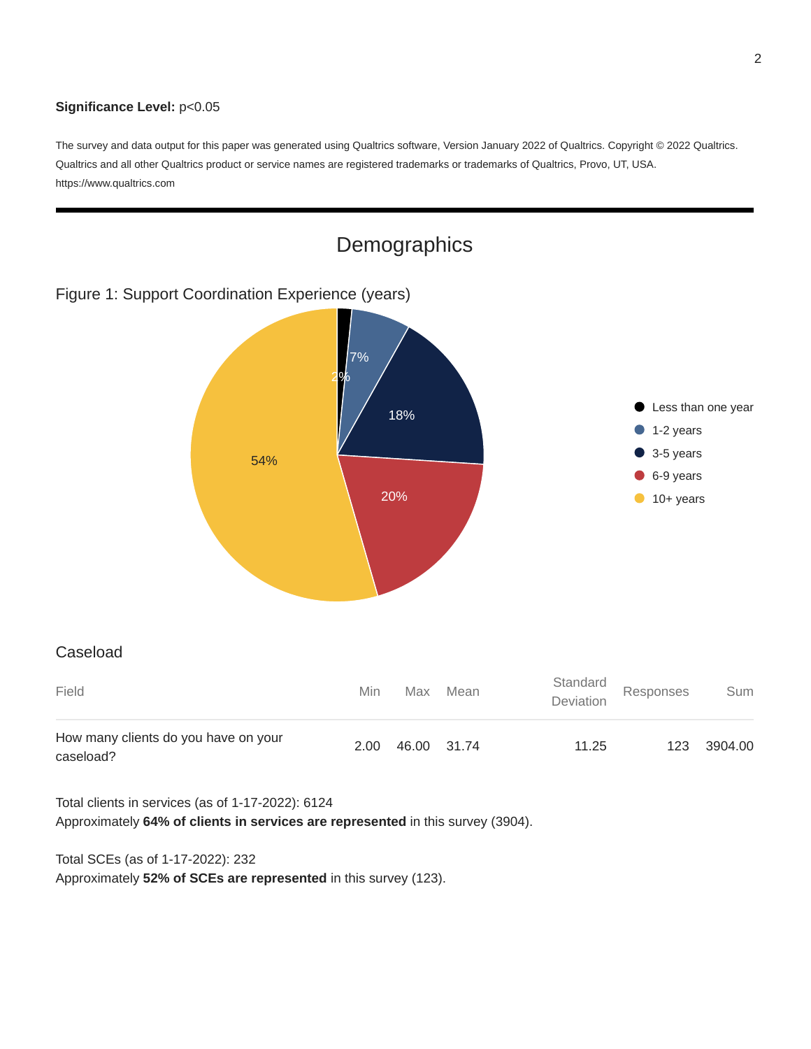**Significance Level:** $p<0.05$

The survey and data output for this paper was generated using Qualtrics software, Version January 2022 of Qualtrics. Copyright © 2022 Qualtrics. Qualtrics and all other Qualtrics product or service names are registered trademarks or trademarks of Qualtrics, Provo, UT, USA. https://www.qualtrics.com

---

## Demographics

Figure 1: Support Coordination Experience (years)

- Less than one year: 2%
- 1-2 years: 7%
- 3-5 years: 18%
- 6-9 years: 20%
- 10+ years: 54%

### Caseload

| Field | Min | Max | Mean | Standard Deviation | Responses | Sum |
|---|---|---|---|---|---|---|
| How many clients do you have on your caseload? | 2.00 | 46.00 | 31.74 | 11.25 | 123 | 3904.00 |

Total clients in services (as of 1-17-2022): 6124
Approximately **64% of clients in services are represented** in this survey (3904).

Total SCEs (as of 1-17-2022): 232
Approximately **52% of SCEs are represented** in this survey (123).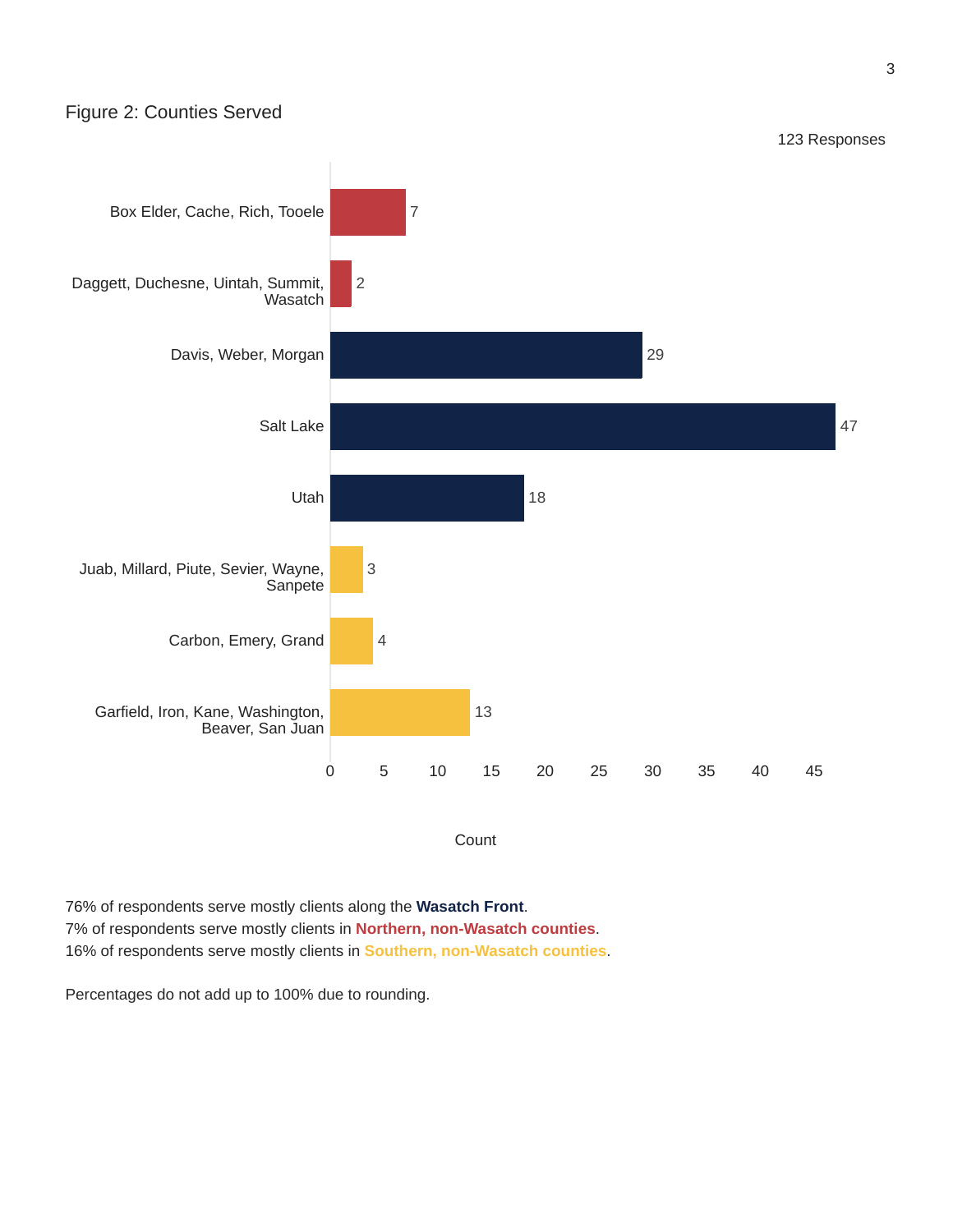Figure 2: Counties Served

123 Responses

| Counties | Count |
| --- | --- |
| Box Elder, Cache, Rich, Tooele | 7 |
| Daggett, Duchesne, Uintah, Summit, Wasatch | 2 |
| Davis, Weber, Morgan | 29 |
| Salt Lake | 47 |
| Utah | 18 |
| Juab, Millard, Piute, Sevier, Wayne, Sanpete | 3 |
| Carbon, Emery, Grand | 4 |
| Garfield, Iron, Kane, Washington, Beaver, San Juan | 13 |

76% of respondents serve mostly clients along the **Wasatch Front**.
7% of respondents serve mostly clients in **Northern, non-Wasatch counties**.
16% of respondents serve mostly clients in **Southern, non-Wasatch counties**.

Percentages do not add up to 100% due to rounding.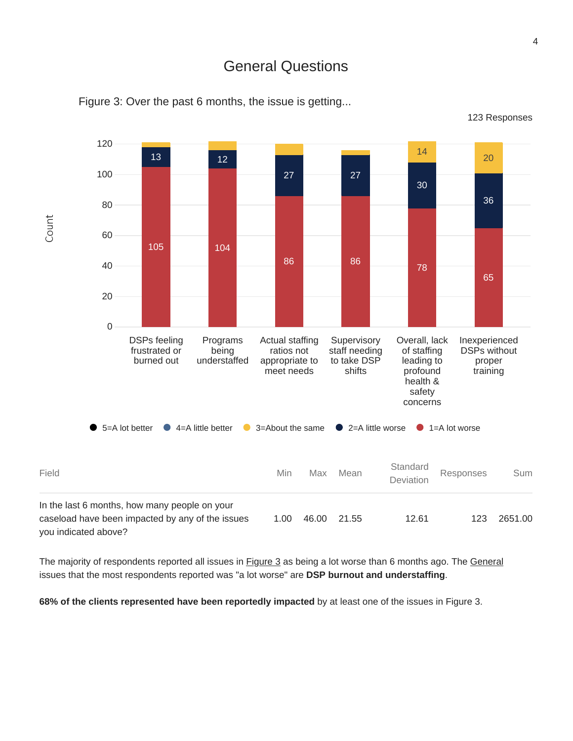# General Questions

Figure 3: Over the past 6 months, the issue is getting...

123 Responses

| Field | Min | Max | Mean | Standard Deviation | Responses | Sum |
|---|---|---|---|---|---|---|
| In the last 6 months, how many people on your caseload have been impacted by any of the issues you indicated above? | 1.00 | 46.00 | 21.55 | 12.61 | 123 | 2651.00 |

The majority of respondents reported all issues in Figure 3 as being a lot worse than 6 months ago. The General issues that the most respondents reported was "a lot worse" are **DSP burnout and understaffing**.

**68% of the clients represented have been reportedly impacted** by at least one of the issues in Figure 3.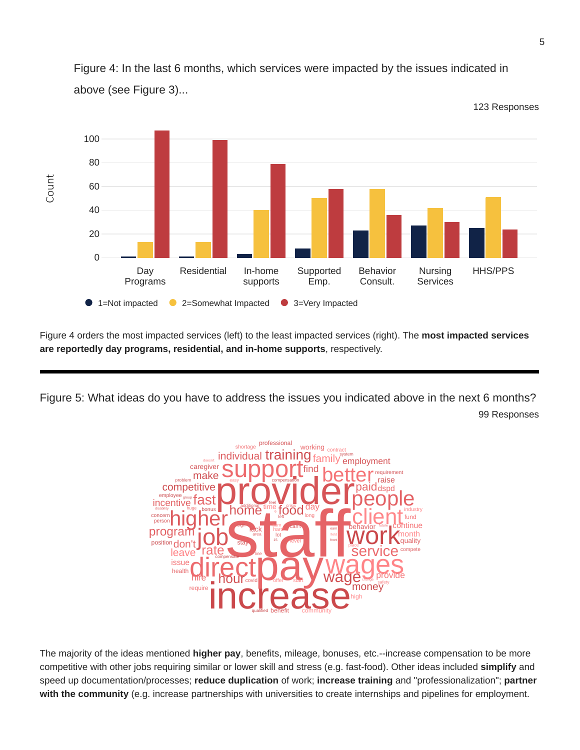Figure 4: In the last 6 months, which services were impacted by the issues indicated in above (see Figure 3)...

123 Responses

Figure 4 orders the most impacted services (left) to the least impacted services (right). The **most impacted services are reportedly day programs, residential, and in-home supports**, respectively.

---

Figure 5: What ideas do you have to address the issues you indicated above in the next 6 months?

99 Responses

The majority of the ideas mentioned **higher pay**, benefits, mileage, bonuses, etc.--increase compensation to be more competitive with other jobs requiring similar or lower skill and stress (e.g. fast-food). Other ideas included **simplify** and speed up documentation/processes; **reduce duplication** of work; **increase training** and "professionalization"; **partner with the community** (e.g. increase partnerships with universities to create internships and pipelines for employment.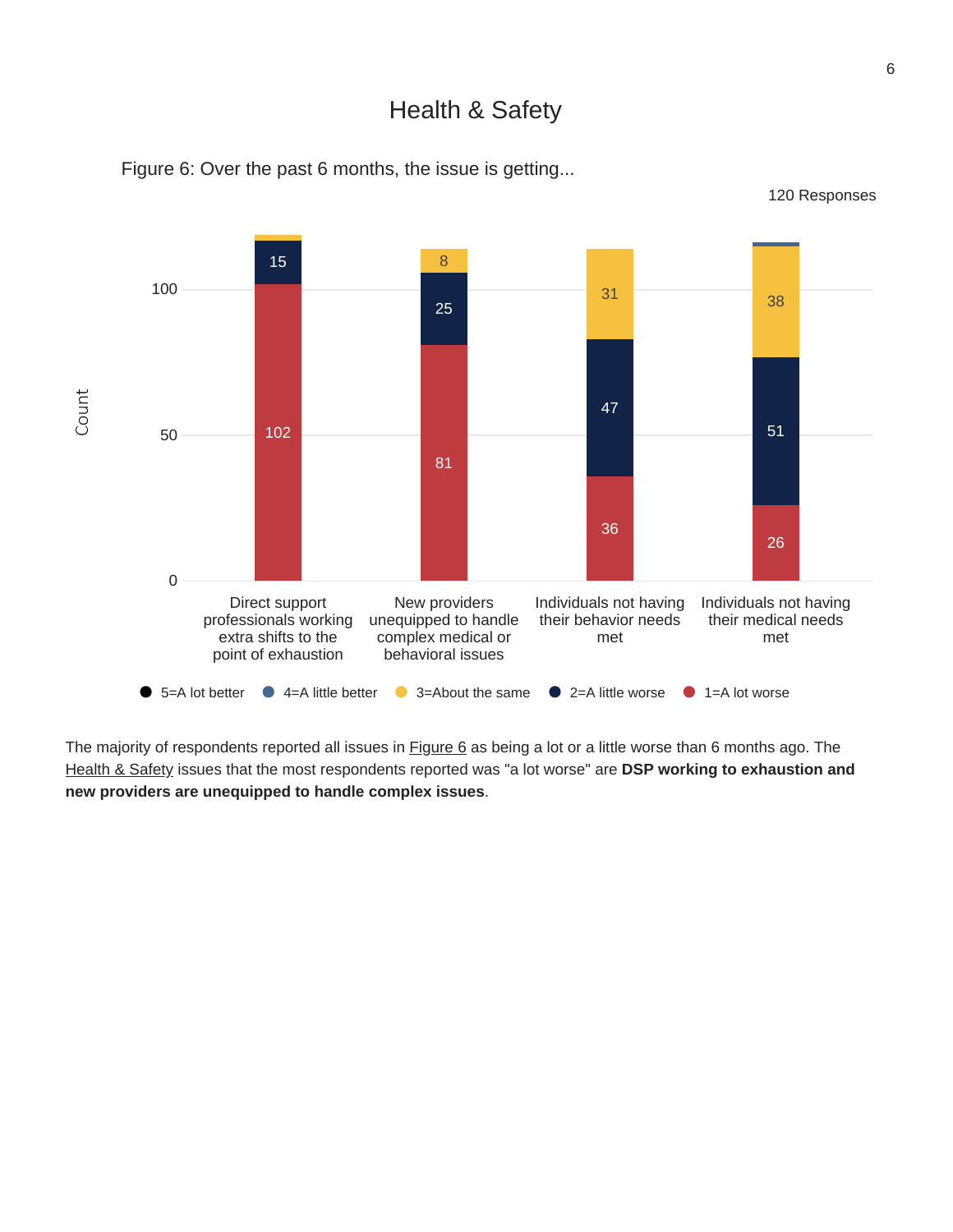# Health & Safety

Figure 6: Over the past 6 months, the issue is getting...

120 Responses

| Issue | 5=A lot better | 4=A little better | 3=About the same | 2=A little worse | 1=A lot worse |
|---|---|---|---|---|---|
| Direct support professionals working extra shifts to the point of exhaustion | | | | 15 | 102 |
| New providers unequipped to handle complex medical or behavioral issues | | | 8 | 25 | 81 |
| Individuals not having their behavior needs met | | | 31 | 47 | 36 |
| Individuals not having their medical needs met | | | 38 | 51 | 26 |

The majority of respondents reported all issues in Figure 6 as being a lot or a little worse than 6 months ago. The Health & Safety issues that the most respondents reported was "a lot worse" are **DSP working to exhaustion and new providers are unequipped to handle complex issues**.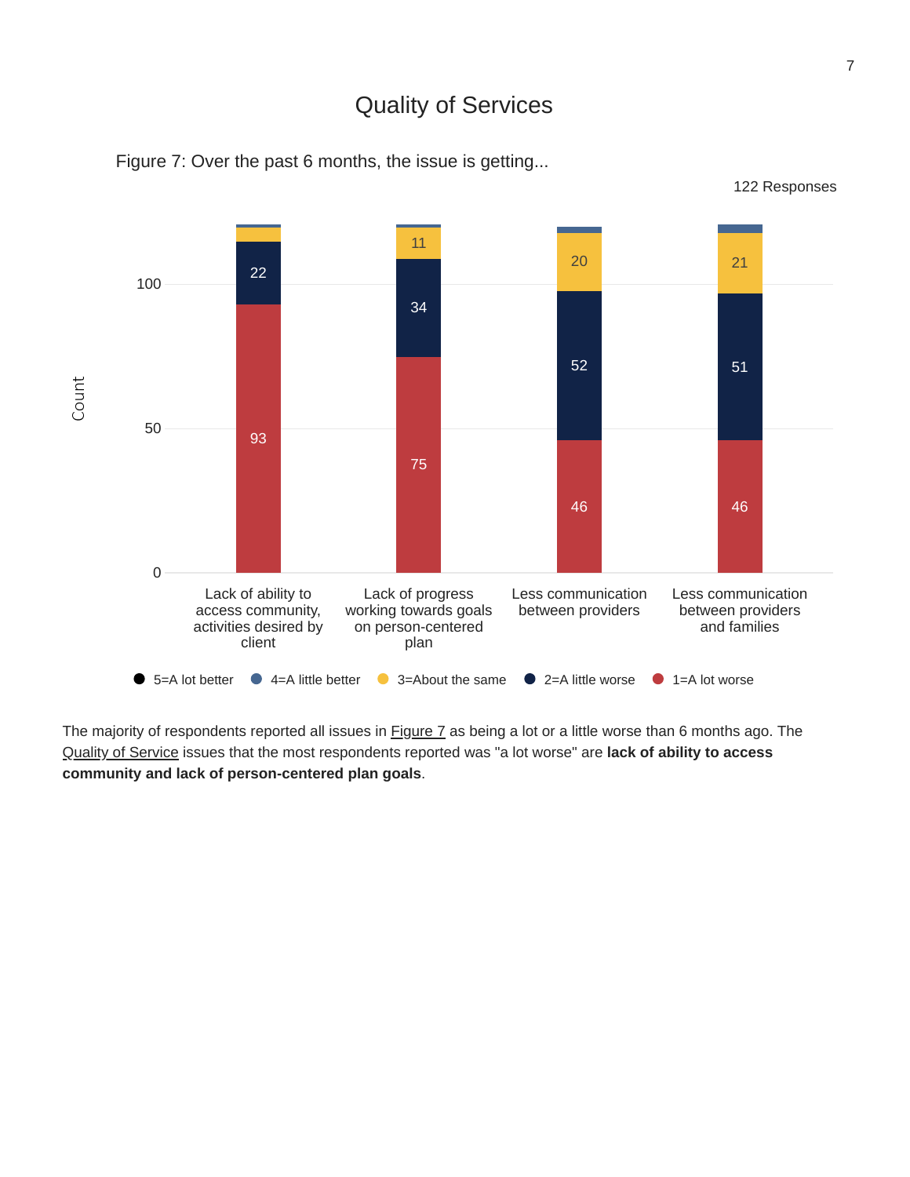# Quality of Services

Figure 7: Over the past 6 months, the issue is getting...

122 Responses

| | 1=A lot worse | 2=A little worse | 3=About the same |
|---|---|---|---|
| Lack of ability to access community, activities desired by client | 93 | 22 | |
| Lack of progress working towards goals on person-centered plan | 75 | 34 | 11 |
| Less communication between providers | 46 | 52 | 20 |
| Less communication between providers and families | 46 | 51 | 21 |

Legend: 5=A lot better, 4=A little better, 3=About the same, 2=A little worse, 1=A lot worse

The majority of respondents reported all issues in Figure 7 as being a lot or a little worse than 6 months ago. The Quality of Service issues that the most respondents reported was "a lot worse" are **lack of ability to access community and lack of person-centered plan goals**.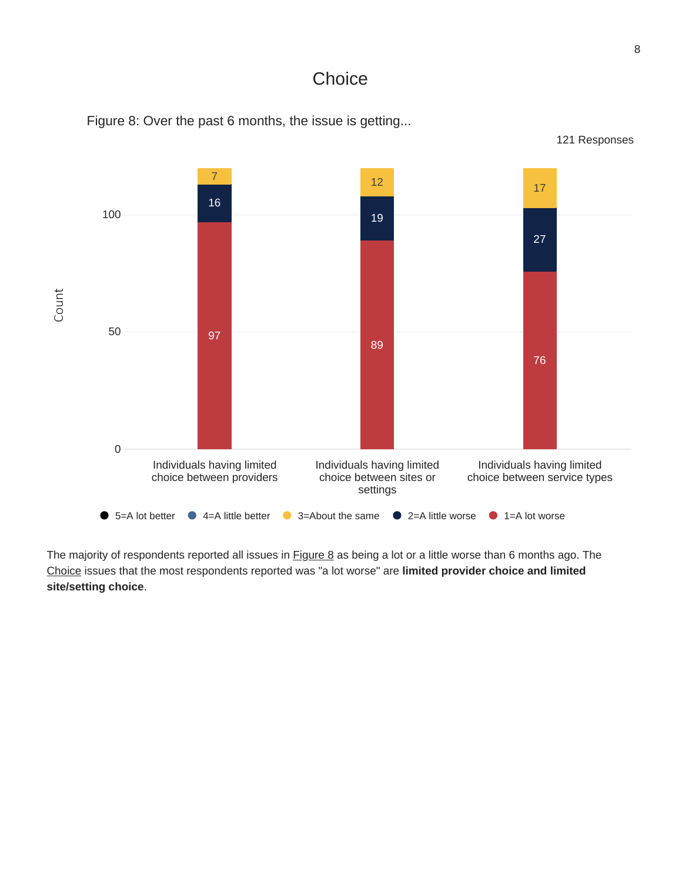# Choice

Figure 8: Over the past 6 months, the issue is getting...

121 Responses

| Issue | 1=A lot worse | 2=A little worse | 3=About the same | 4=A little better | 5=A lot better |
|---|---|---|---|---|---|
| Individuals having limited choice between providers | 97 | 16 | 7 | | |
| Individuals having limited choice between sites or settings | 89 | 19 | 12 | | |
| Individuals having limited choice between service types | 76 | 27 | 17 | | |

The majority of respondents reported all issues in Figure 8 as being a lot or a little worse than 6 months ago. The Choice issues that the most respondents reported was "a lot worse" are **limited provider choice and limited site/setting choice**.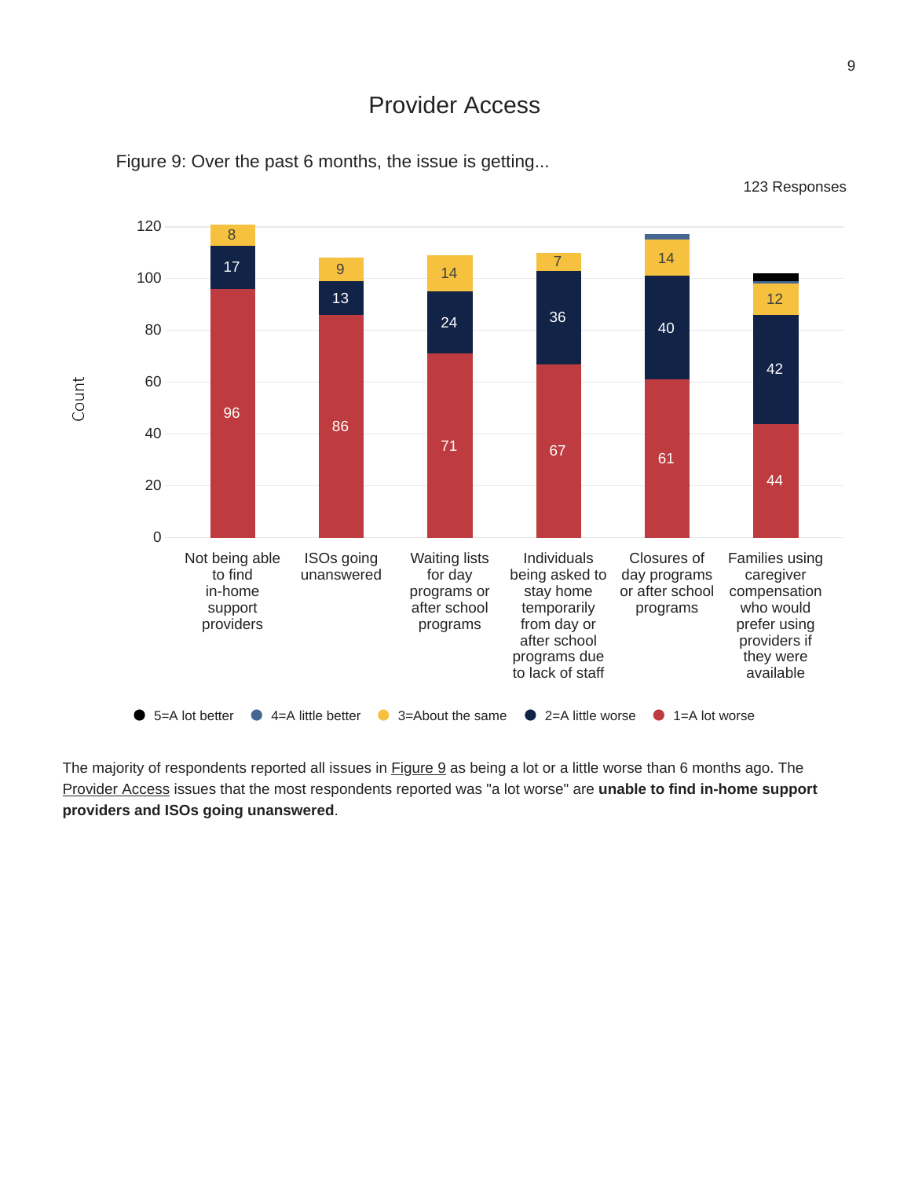# Provider Access

Figure 9: Over the past 6 months, the issue is getting...

123 Responses

| Issue | 1=A lot worse | 2=A little worse | 3=About the same | 4=A little better | 5=A lot better |
|---|---|---|---|---|---|
| Not being able to find in-home support providers | 96 | 17 | 8 | | |
| ISOs going unanswered | 86 | 13 | 9 | | |
| Waiting lists for day programs or after school programs | 71 | 24 | 14 | | |
| Individuals being asked to stay home temporarily from day or after school programs due to lack of staff | 67 | 36 | 7 | | |
| Closures of day programs or after school programs | 61 | 40 | 14 | | |
| Families using caregiver compensation who would prefer using providers if they were available | 44 | 42 | 12 | | |

The majority of respondents reported all issues in Figure 9 as being a lot or a little worse than 6 months ago. The Provider Access issues that the most respondents reported was "a lot worse" are **unable to find in-home support providers and ISOs going unanswered**.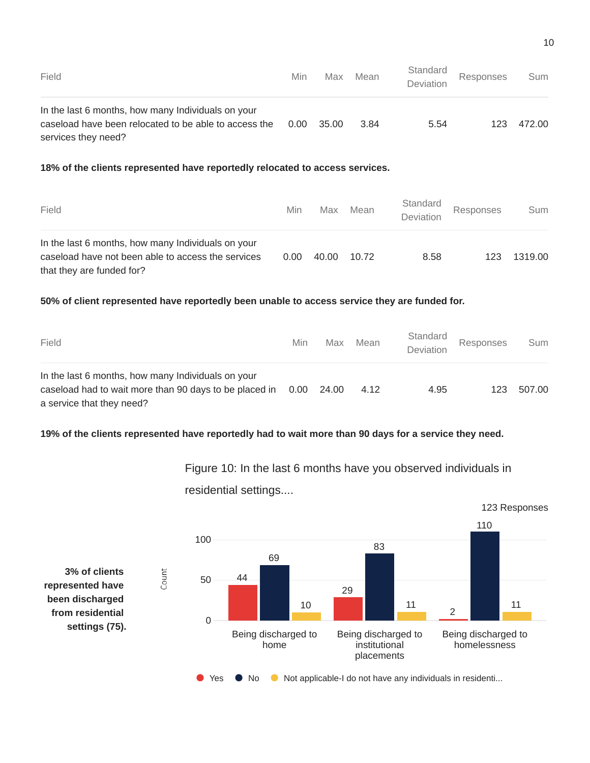| Field | Min | Max | Mean | Standard Deviation | Responses | Sum |
|---|---|---|---|---|---|---|
| In the last 6 months, how many Individuals on your caseload have been relocated to be able to access the services they need? | 0.00 | 35.00 | 3.84 | 5.54 | 123 | 472.00 |

**18% of the clients represented have reportedly relocated to access services.**

| Field | Min | Max | Mean | Standard Deviation | Responses | Sum |
|---|---|---|---|---|---|---|
| In the last 6 months, how many Individuals on your caseload have not been able to access the services that they are funded for? | 0.00 | 40.00 | 10.72 | 8.58 | 123 | 1319.00 |

**50% of client represented have reportedly been unable to access service they are funded for.**

| Field | Min | Max | Mean | Standard Deviation | Responses | Sum |
|---|---|---|---|---|---|---|
| In the last 6 months, how many Individuals on your caseload had to wait more than 90 days to be placed in a service that they need? | 0.00 | 24.00 | 4.12 | 4.95 | 123 | 507.00 |

**19% of the clients represented have reportedly had to wait more than 90 days for a service they need.**

Figure 10: In the last 6 months have you observed individuals in residential settings....

123 Responses

| | Yes | No | Not applicable-I do not have any individuals in residenti... |
|---|---|---|---|
| Being discharged to home | 44 | 69 | 10 |
| Being discharged to institutional placements | 29 | 83 | 11 |
| Being discharged to homelessness | 2 | 110 | 11 |

**3% of clients represented have been discharged from residential settings (75).**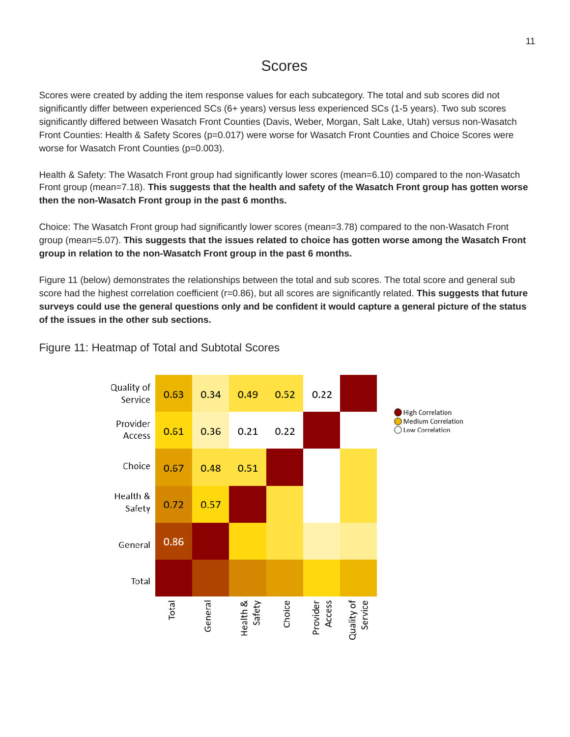# Scores

Scores were created by adding the item response values for each subcategory. The total and sub scores did not significantly differ between experienced SCs (6+ years) versus less experienced SCs (1-5 years). Two sub scores significantly differed between Wasatch Front Counties (Davis, Weber, Morgan, Salt Lake, Utah) versus non-Wasatch Front Counties: Health & Safety Scores (p=0.017) were worse for Wasatch Front Counties and Choice Scores were worse for Wasatch Front Counties (p=0.003).

Health & Safety: The Wasatch Front group had significantly lower scores (mean=6.10) compared to the non-Wasatch Front group (mean=7.18). **This suggests that the health and safety of the Wasatch Front group has gotten worse then the non-Wasatch Front group in the past 6 months.**

Choice: The Wasatch Front group had significantly lower scores (mean=3.78) compared to the non-Wasatch Front group (mean=5.07). **This suggests that the issues related to choice has gotten worse among the Wasatch Front group in relation to the non-Wasatch Front group in the past 6 months.**

Figure 11 (below) demonstrates the relationships between the total and sub scores. The total score and general sub score had the highest correlation coefficient (r=0.86), but all scores are significantly related. **This suggests that future surveys could use the general questions only and be confident it would capture a general picture of the status of the issues in the other sub sections.**

Figure 11: Heatmap of Total and Subtotal Scores

|  | Total | General | Health & Safety | Choice | Provider Access | Quality of Service |
|---|---|---|---|---|---|---|
| Quality of Service | 0.63 | 0.34 | 0.49 | 0.52 | 0.22 | |
| Provider Access | 0.61 | 0.36 | 0.21 | 0.22 | | |
| Choice | 0.67 | 0.48 | 0.51 | | | |
| Health & Safety | 0.72 | 0.57 | | | | |
| General | 0.86 | | | | | |
| Total | | | | | | |

High Correlation
Medium Correlation
Low Correlation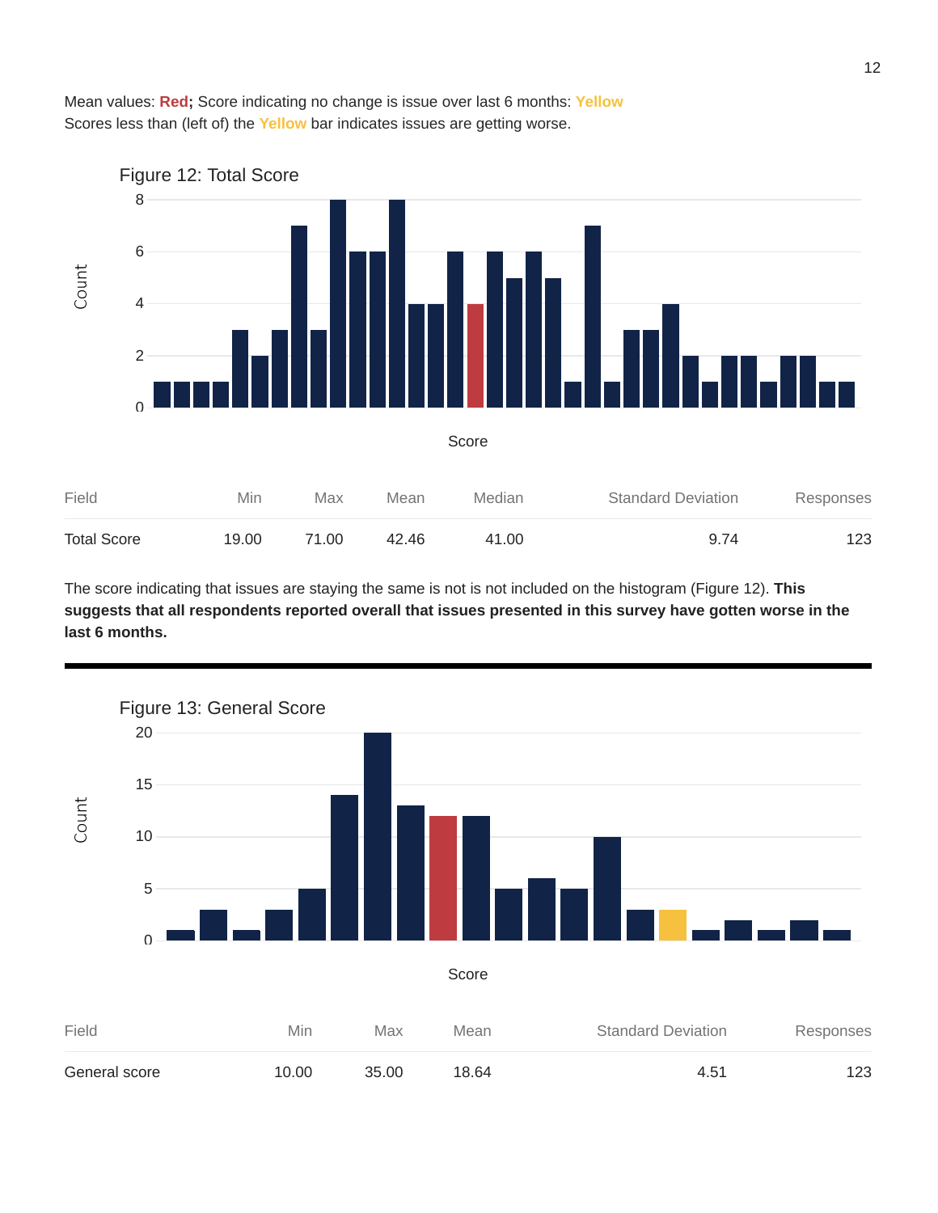Mean values: **Red; **Score indicating no change is issue over last 6 months: **Yellow**
Scores less than (left of) the **Yellow** bar indicates issues are getting worse.

Figure 12: Total Score

| Field | Min | Max | Mean | Median | Standard Deviation | Responses |
|---|---|---|---|---|---|---|
| Total Score | 19.00 | 71.00 | 42.46 | 41.00 | 9.74 | 123 |

The score indicating that issues are staying the same is not is not included on the histogram (Figure 12). **This suggests that all respondents reported overall that issues presented in this survey have gotten worse in the last 6 months.**

---

Figure 13: General Score

| Field | Min | Max | Mean | Standard Deviation | Responses |
|---|---|---|---|---|---|
| General score | 10.00 | 35.00 | 18.64 | 4.51 | 123 |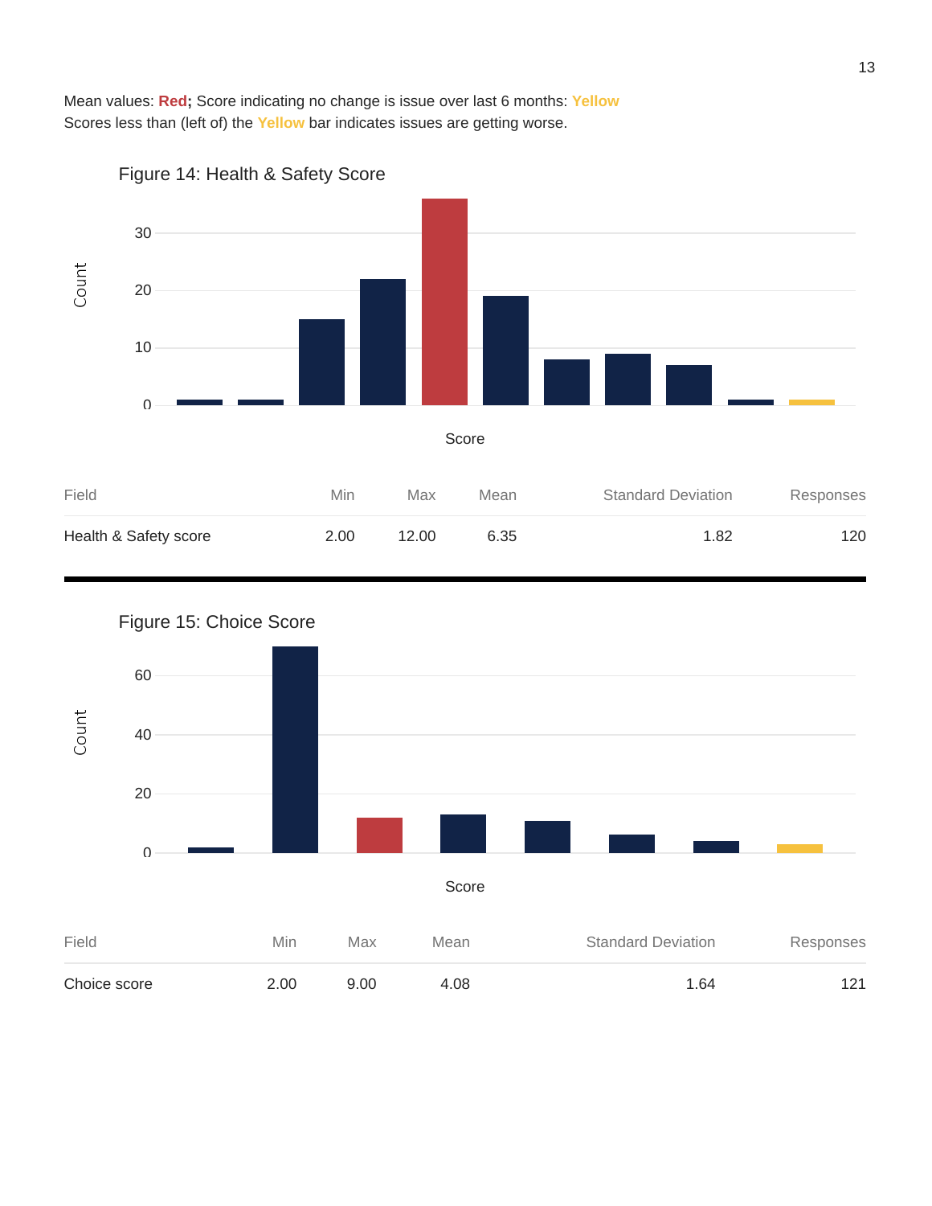Mean values: **Red; **Score indicating no change is issue over last 6 months: **Yellow**
Scores less than (left of) the **Yellow** bar indicates issues are getting worse.

Figure 14: Health & Safety Score

| Field | Min | Max | Mean | Standard Deviation | Responses |
|---|---|---|---|---|---|
| Health & Safety score | 2.00 | 12.00 | 6.35 | 1.82 | 120 |

Figure 15: Choice Score

| Field | Min | Max | Mean | Standard Deviation | Responses |
|---|---|---|---|---|---|
| Choice score | 2.00 | 9.00 | 4.08 | 1.64 | 121 |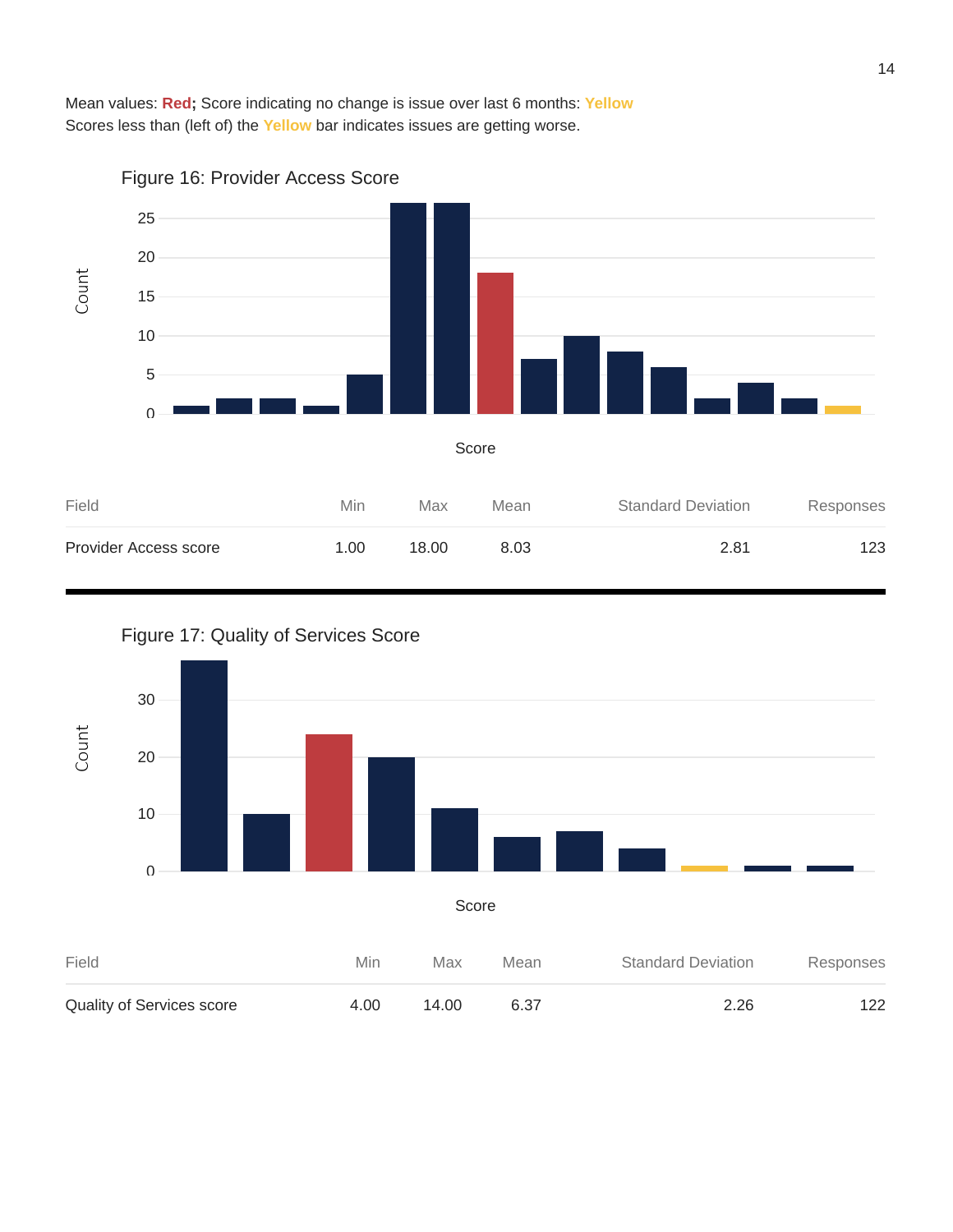Mean values: **Red**; Score indicating no change is issue over last 6 months: **Yellow**
Scores less than (left of) the **Yellow** bar indicates issues are getting worse.

Figure 16: Provider Access Score

Count

25
20
15
10
5
0

Score

| Field | Min | Max | Mean | Standard Deviation | Responses |
|---|---|---|---|---|---|
| Provider Access score | 1.00 | 18.00 | 8.03 | 2.81 | 123 |

Figure 17: Quality of Services Score

Count

30
20
10
0

Score

| Field | Min | Max | Mean | Standard Deviation | Responses |
|---|---|---|---|---|---|
| Quality of Services score | 4.00 | 14.00 | 6.37 | 2.26 | 122 |